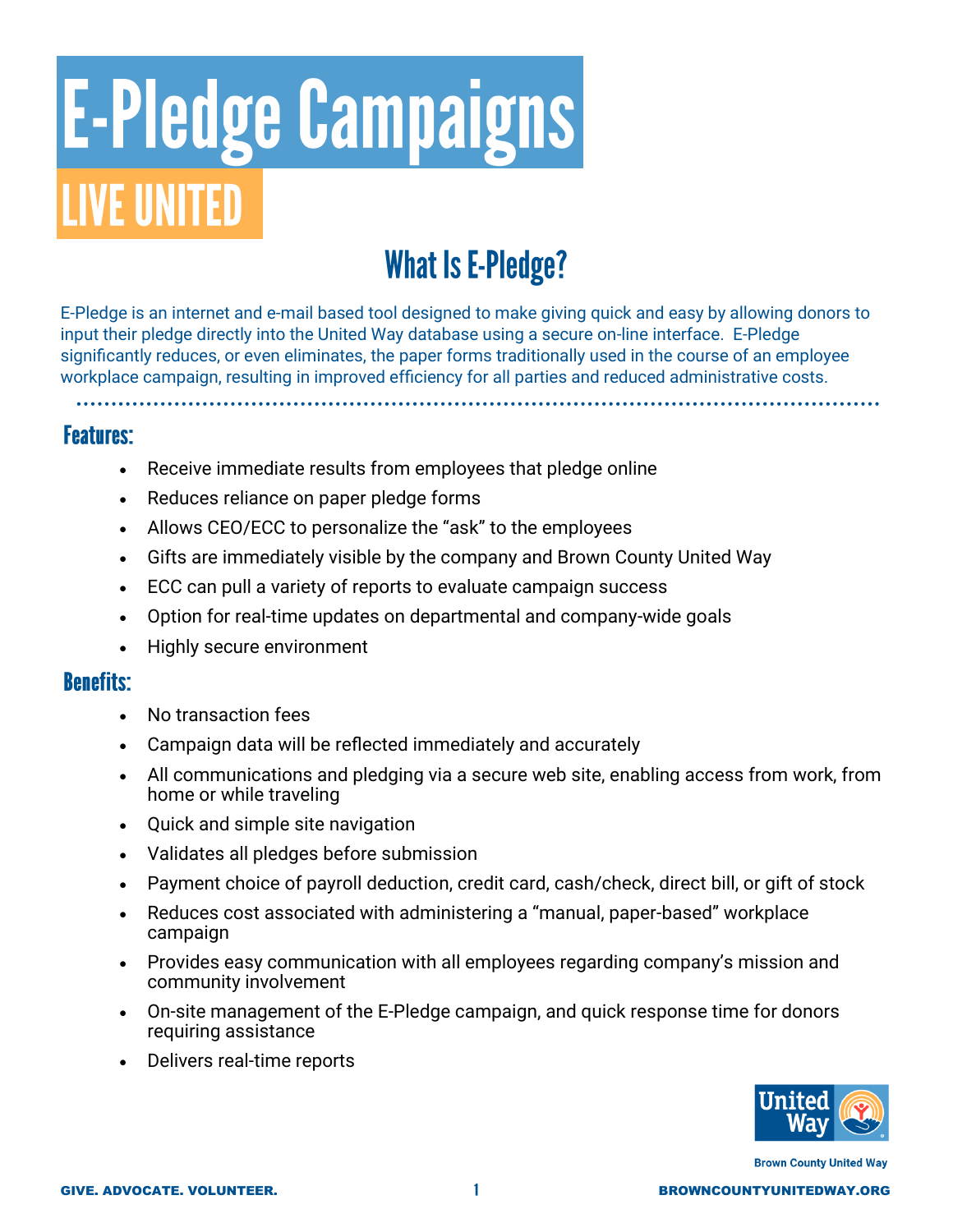# E-Pledge Campaigns

## LIVE UNITED

## What Is E-Pledge?

E-Pledge is an internet and e-mail based tool designed to make giving quick and easy by allowing donors to input their pledge directly into the United Way database using a secure on-line interface. E-Pledge significantly reduces, or even eliminates, the paper forms traditionally used in the course of an employee workplace campaign, resulting in improved efficiency for all parties and reduced administrative costs.

### Features:

- Receive immediate results from employees that pledge online
- Reduces reliance on paper pledge forms
- Allows CEO/ECC to personalize the "ask" to the employees
- Gifts are immediately visible by the company and Brown County United Way
- ECC can pull a variety of reports to evaluate campaign success
- Option for real-time updates on departmental and company-wide goals
- Highly secure environment

### Benefits:

- No transaction fees
- Campaign data will be reflected immediately and accurately
- All communications and pledging via a secure web site, enabling access from work, from home or while traveling
- Quick and simple site navigation
- Validates all pledges before submission
- Payment choice of payroll deduction, credit card, cash/check, direct bill, or gift of stock
- Reduces cost associated with administering a "manual, paper-based" workplace campaign
- Provides easy communication with all employees regarding company's mission and community involvement
- On-site management of the E-Pledge campaign, and quick response time for donors requiring assistance
- Delivers real-time reports

United Way

Brown County United Way

GIVE. ADVOCATE. VOLUNTEER.

BROWNCOUNTYUNITEDWAY.ORG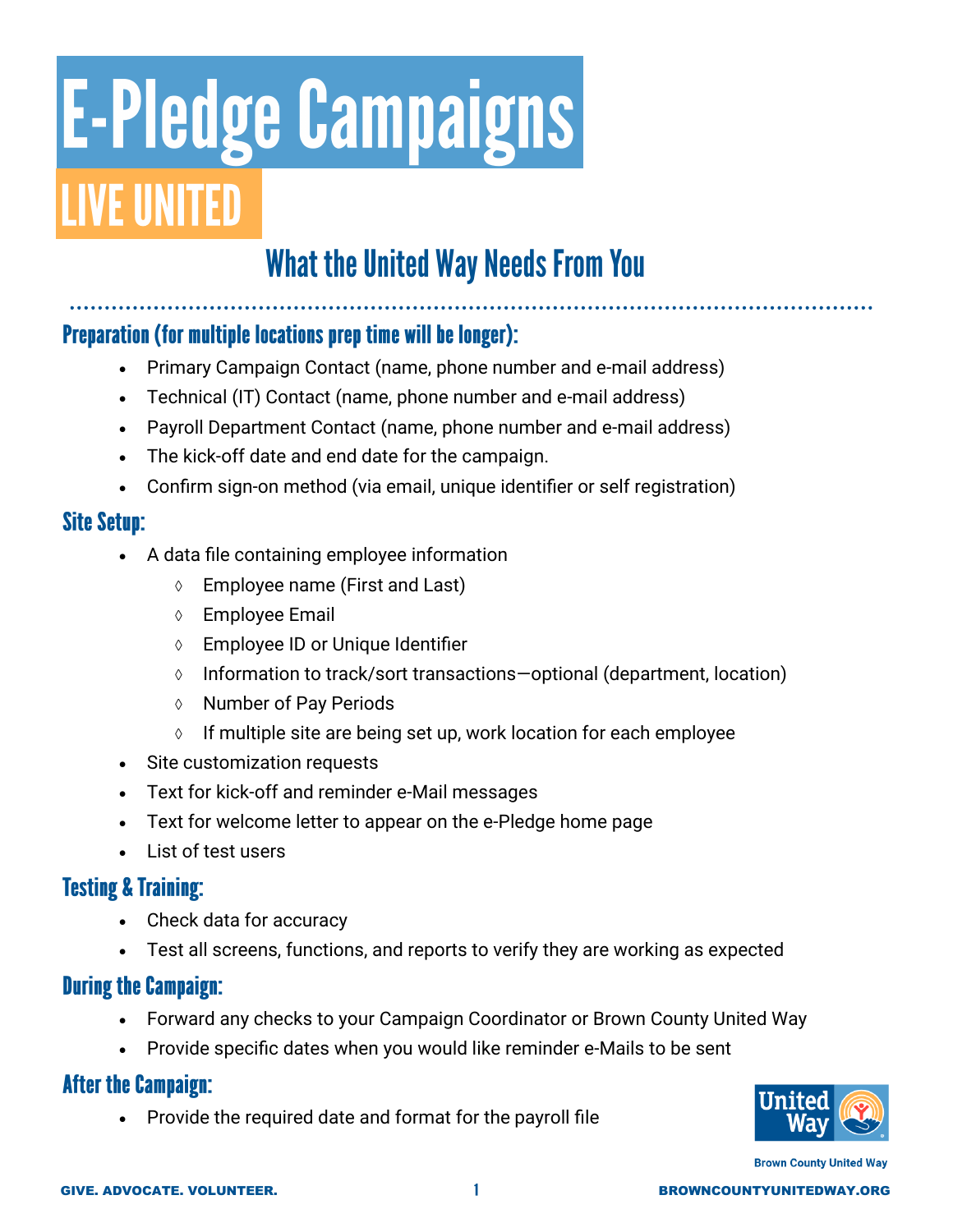# E-Pledge Campaigns

## LIVE UNITED

## What the United Way Needs From You

### Preparation (for multiple locations prep time will be longer):

- Primary Campaign Contact (name, phone number and e-mail address)
- Technical (IT) Contact (name, phone number and e-mail address)
- Payroll Department Contact (name, phone number and e-mail address)
- The kick-off date and end date for the campaign.
- Confirm sign-on method (via email, unique identifier or self registration)

### Site Setup:

- A data file containing employee information
    - ◊ Employee name (First and Last)
    - ◊ Employee Email
    - ◊ Employee ID or Unique Identifier
    - ◊ Information to track/sort transactions—optional (department, location)
    - ◊ Number of Pay Periods
    - ◊ If multiple site are being set up, work location for each employee
- Site customization requests
- Text for kick-off and reminder e-Mail messages
- Text for welcome letter to appear on the e-Pledge home page
- List of test users

### Testing & Training:

- Check data for accuracy
- Test all screens, functions, and reports to verify they are working as expected

### During the Campaign:

- Forward any checks to your Campaign Coordinator or Brown County United Way
- Provide specific dates when you would like reminder e-Mails to be sent

### After the Campaign:

- Provide the required date and format for the payroll file

United Way

Brown County United Way

GIVE. ADVOCATE. VOLUNTEER.

BROWNCOUNTYUNITEDWAY.ORG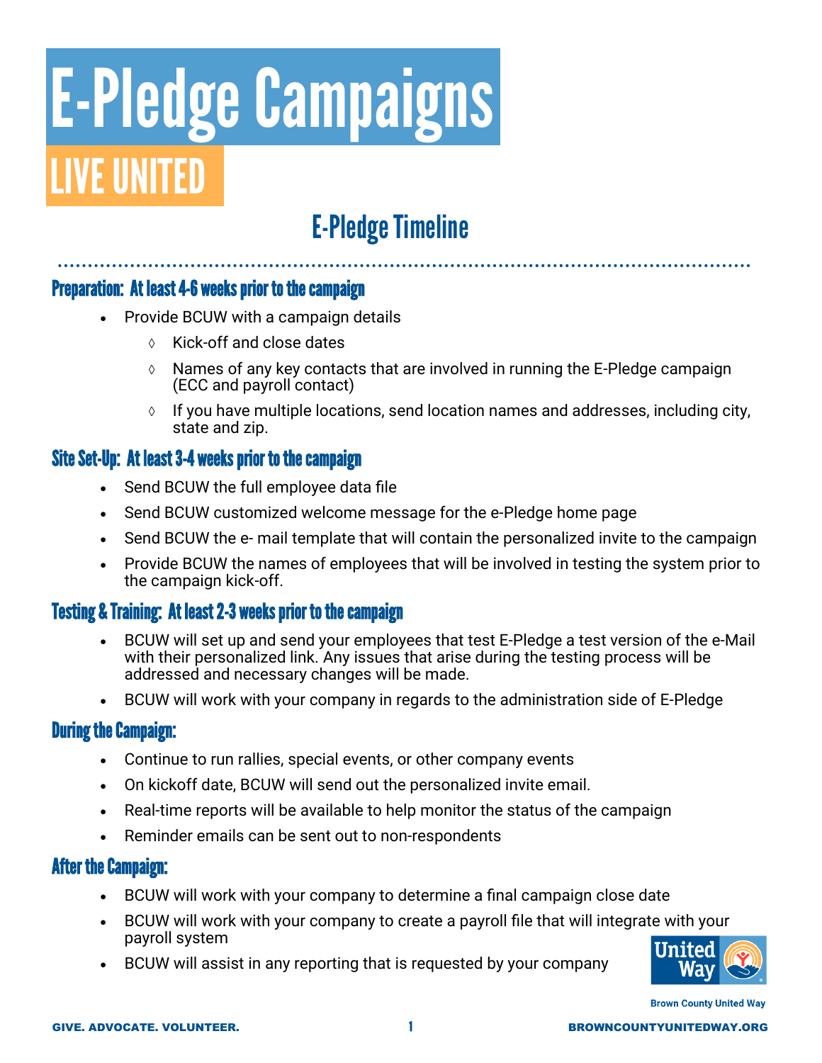# E-Pledge Campaigns

## LIVE UNITED

## E-Pledge Timeline

### Preparation: At least 4-6 weeks prior to the campaign

- Provide BCUW with a campaign details
  - Kick-off and close dates
  - Names of any key contacts that are involved in running the E-Pledge campaign (ECC and payroll contact)
  - If you have multiple locations, send location names and addresses, including city, state and zip.

### Site Set-Up: At least 3-4 weeks prior to the campaign

- Send BCUW the full employee data file
- Send BCUW customized welcome message for the e-Pledge home page
- Send BCUW the e- mail template that will contain the personalized invite to the campaign
- Provide BCUW the names of employees that will be involved in testing the system prior to the campaign kick-off.

### Testing & Training: At least 2-3 weeks prior to the campaign

- BCUW will set up and send your employees that test E-Pledge a test version of the e-Mail with their personalized link. Any issues that arise during the testing process will be addressed and necessary changes will be made.
- BCUW will work with your company in regards to the administration side of E-Pledge

### During the Campaign:

- Continue to run rallies, special events, or other company events
- On kickoff date, BCUW will send out the personalized invite email.
- Real-time reports will be available to help monitor the status of the campaign
- Reminder emails can be sent out to non-respondents

### After the Campaign:

- BCUW will work with your company to determine a final campaign close date
- BCUW will work with your company to create a payroll file that will integrate with your payroll system
- BCUW will assist in any reporting that is requested by your company

United Way

Brown County United Way

GIVE. ADVOCATE. VOLUNTEER.

BROWNCOUNTYUNITEDWAY.ORG